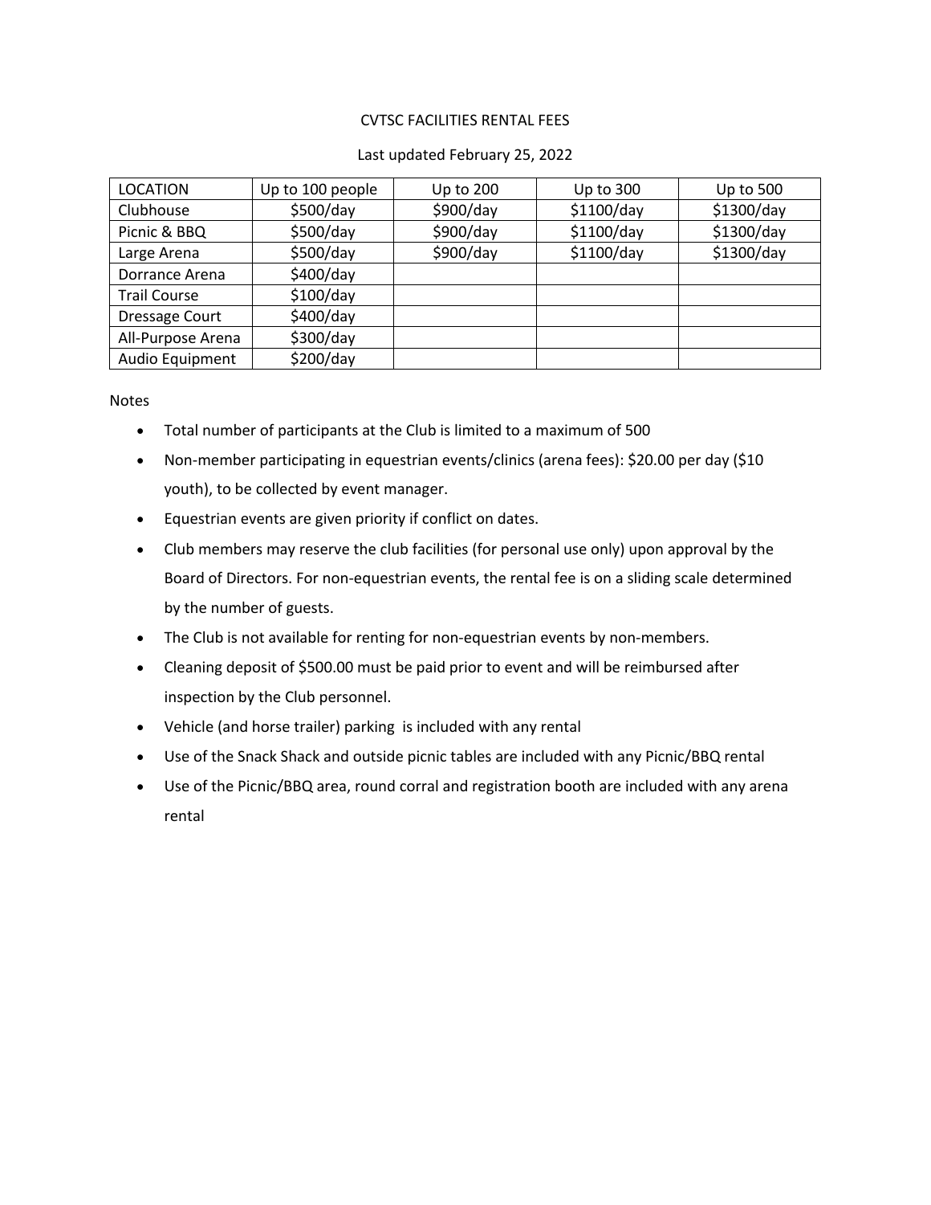# CVTSC FACILITIES RENTAL FEES

Last updated February 25, 2022

| LOCATION | Up to 100 people | Up to 200 | Up to 300 | Up to 500 |
| --- | --- | --- | --- | --- |
| Clubhouse | $500/day | $900/day | $1100/day | $1300/day |
| Picnic & BBQ | $500/day | $900/day | $1100/day | $1300/day |
| Large Arena | $500/day | $900/day | $1100/day | $1300/day |
| Dorrance Arena | $400/day | | | |
| Trail Course | $100/day | | | |
| Dressage Court | $400/day | | | |
| All-Purpose Arena | $300/day | | | |
| Audio Equipment | $200/day | | | |

Notes

- Total number of participants at the Club is limited to a maximum of 500
- Non-member participating in equestrian events/clinics (arena fees): $20.00 per day ($10 youth), to be collected by event manager.
- Equestrian events are given priority if conflict on dates.
- Club members may reserve the club facilities (for personal use only) upon approval by the Board of Directors. For non-equestrian events, the rental fee is on a sliding scale determined by the number of guests.
- The Club is not available for renting for non-equestrian events by non-members.
- Cleaning deposit of $500.00 must be paid prior to event and will be reimbursed after inspection by the Club personnel.
- Vehicle (and horse trailer) parking is included with any rental
- Use of the Snack Shack and outside picnic tables are included with any Picnic/BBQ rental
- Use of the Picnic/BBQ area, round corral and registration booth are included with any arena rental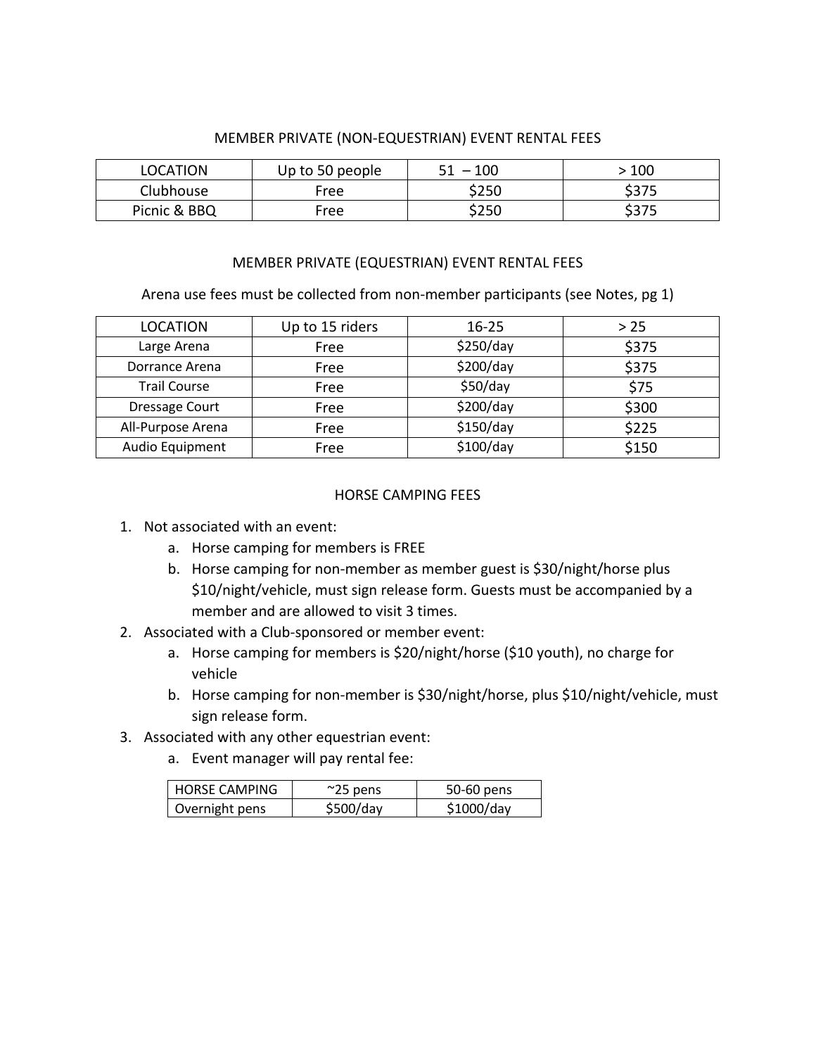## MEMBER PRIVATE (NON-EQUESTRIAN) EVENT RENTAL FEES

| LOCATION | Up to 50 people | 51 – 100 | > 100 |
|---|---|---|---|
| Clubhouse | Free | $250 | $375 |
| Picnic & BBQ | Free | $250 | $375 |

## MEMBER PRIVATE (EQUESTRIAN) EVENT RENTAL FEES

Arena use fees must be collected from non-member participants (see Notes, pg 1)

| LOCATION | Up to 15 riders | 16-25 | > 25 |
|---|---|---|---|
| Large Arena | Free | $250/day | $375 |
| Dorrance Arena | Free | $200/day | $375 |
| Trail Course | Free | $50/day | $75 |
| Dressage Court | Free | $200/day | $300 |
| All-Purpose Arena | Free | $150/day | $225 |
| Audio Equipment | Free | $100/day | $150 |

## HORSE CAMPING FEES

1. Not associated with an event:
    a. Horse camping for members is FREE
    b. Horse camping for non-member as member guest is $30/night/horse plus $10/night/vehicle, must sign release form. Guests must be accompanied by a member and are allowed to visit 3 times.
2. Associated with a Club-sponsored or member event:
    a. Horse camping for members is $20/night/horse ($10 youth), no charge for vehicle
    b. Horse camping for non-member is $30/night/horse, plus $10/night/vehicle, must sign release form.
3. Associated with any other equestrian event:
    a. Event manager will pay rental fee:

| HORSE CAMPING | ~25 pens | 50-60 pens |
|---|---|---|
| Overnight pens | $500/day | $1000/day |